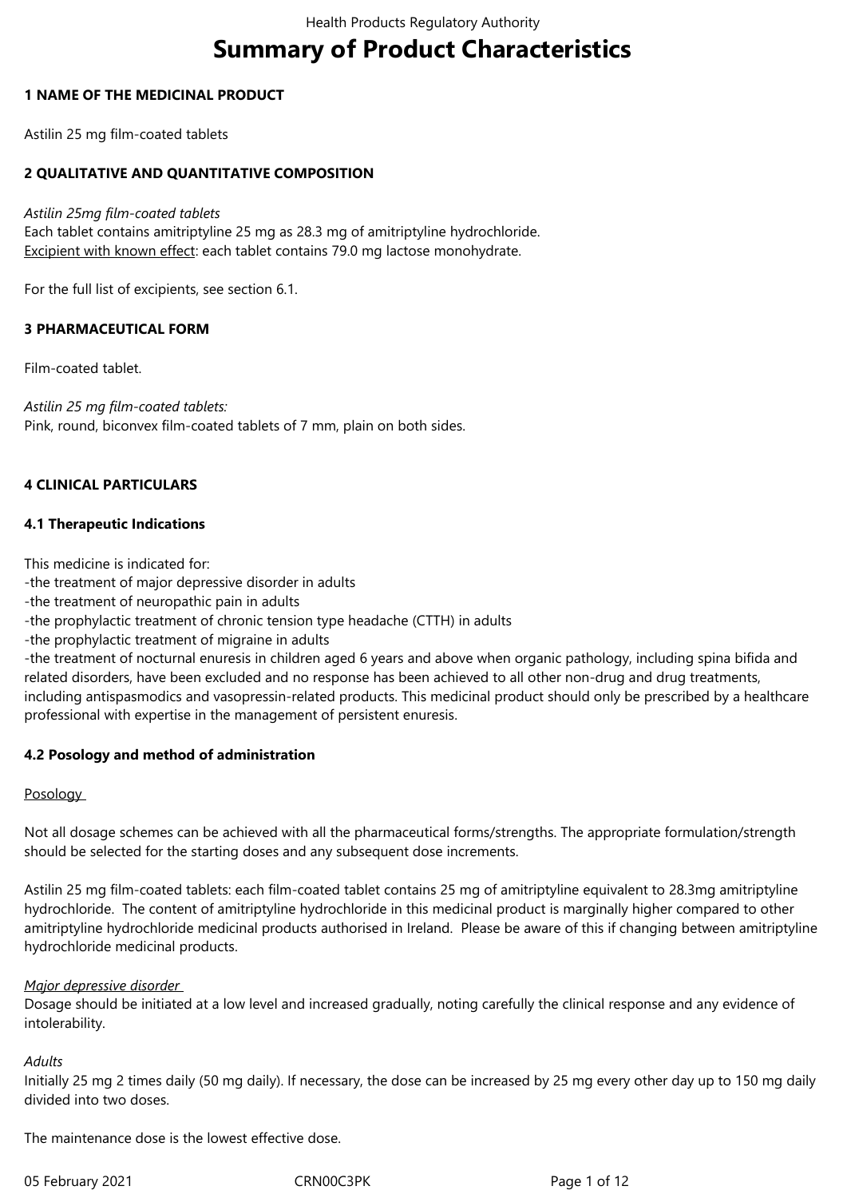# Summary of Product Characteristics

## 1 NAME OF THE MEDICINAL PRODUCT

Astilin 25 mg film-coated tablets

## 2 QUALITATIVE AND QUANTITATIVE COMPOSITION

*Astilin 25mg film-coated tablets*
Each tablet contains amitriptyline 25 mg as 28.3 mg of amitriptyline hydrochloride.
Excipient with known effect: each tablet contains 79.0 mg lactose monohydrate.

For the full list of excipients, see section 6.1.

## 3 PHARMACEUTICAL FORM

Film-coated tablet.

*Astilin 25 mg film-coated tablets:*
Pink, round, biconvex film-coated tablets of 7 mm, plain on both sides.

## 4 CLINICAL PARTICULARS

### 4.1 Therapeutic Indications

This medicine is indicated for:
-the treatment of major depressive disorder in adults
-the treatment of neuropathic pain in adults
-the prophylactic treatment of chronic tension type headache (CTTH) in adults
-the prophylactic treatment of migraine in adults
-the treatment of nocturnal enuresis in children aged 6 years and above when organic pathology, including spina bifida and related disorders, have been excluded and no response has been achieved to all other non-drug and drug treatments, including antispasmodics and vasopressin-related products. This medicinal product should only be prescribed by a healthcare professional with expertise in the management of persistent enuresis.

### 4.2 Posology and method of administration

Posology

Not all dosage schemes can be achieved with all the pharmaceutical forms/strengths. The appropriate formulation/strength should be selected for the starting doses and any subsequent dose increments.

Astilin 25 mg film-coated tablets: each film-coated tablet contains 25 mg of amitriptyline equivalent to 28.3mg amitriptyline hydrochloride. The content of amitriptyline hydrochloride in this medicinal product is marginally higher compared to other amitriptyline hydrochloride medicinal products authorised in Ireland. Please be aware of this if changing between amitriptyline hydrochloride medicinal products.

*Major depressive disorder*
Dosage should be initiated at a low level and increased gradually, noting carefully the clinical response and any evidence of intolerability.

*Adults*
Initially 25 mg 2 times daily (50 mg daily). If necessary, the dose can be increased by 25 mg every other day up to 150 mg daily divided into two doses.

The maintenance dose is the lowest effective dose.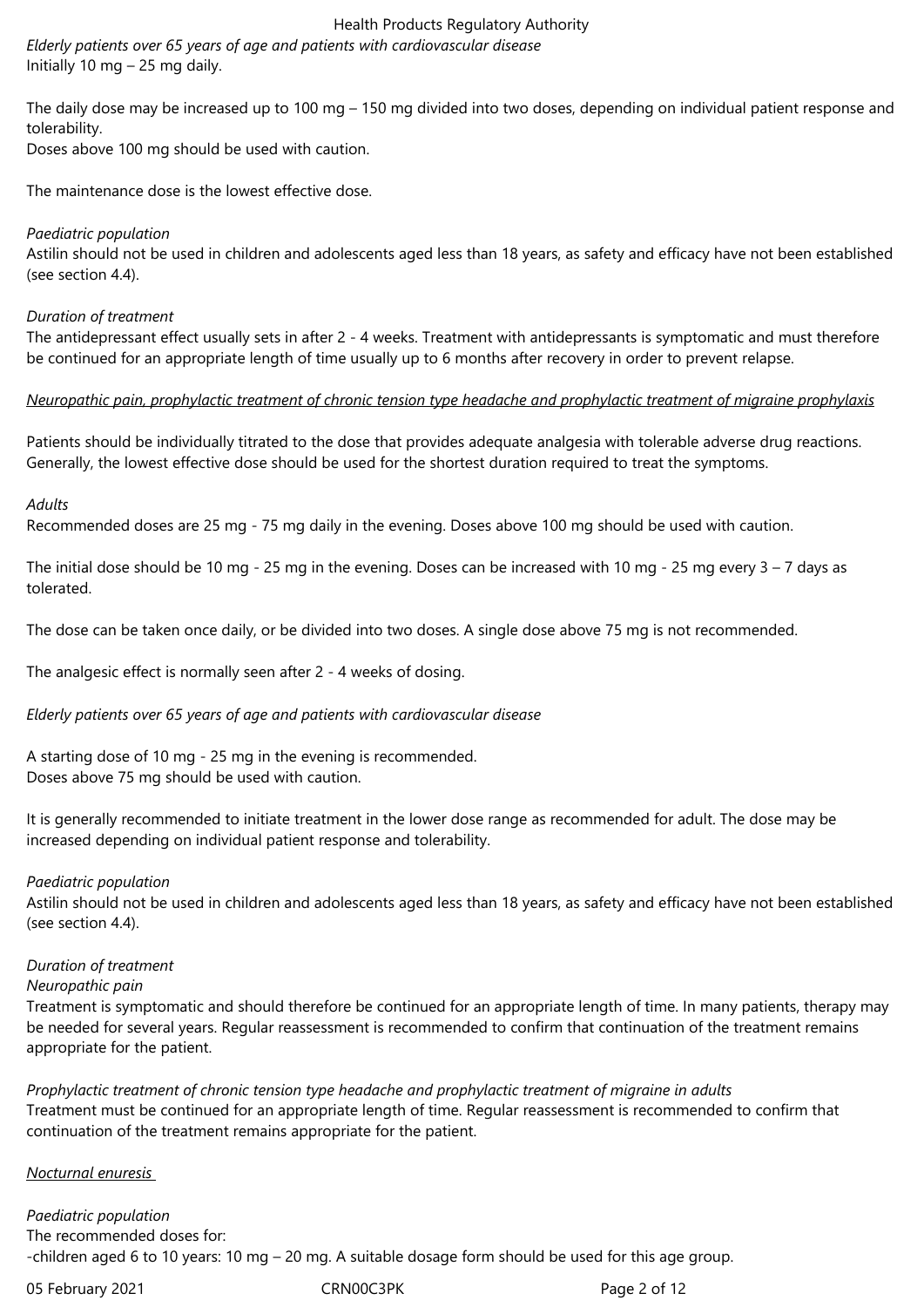*Elderly patients over 65 years of age and patients with cardiovascular disease*
Initially 10 mg – 25 mg daily.

The daily dose may be increased up to 100 mg – 150 mg divided into two doses, depending on individual patient response and tolerability.
Doses above 100 mg should be used with caution.

The maintenance dose is the lowest effective dose.

*Paediatric population*
Astilin should not be used in children and adolescents aged less than 18 years, as safety and efficacy have not been established (see section 4.4).

*Duration of treatment*
The antidepressant effect usually sets in after 2 - 4 weeks. Treatment with antidepressants is symptomatic and must therefore be continued for an appropriate length of time usually up to 6 months after recovery in order to prevent relapse.

<u>Neuropathic pain, prophylactic treatment of chronic tension type headache and prophylactic treatment of migraine prophylaxis</u>

Patients should be individually titrated to the dose that provides adequate analgesia with tolerable adverse drug reactions. Generally, the lowest effective dose should be used for the shortest duration required to treat the symptoms.

*Adults*
Recommended doses are 25 mg - 75 mg daily in the evening. Doses above 100 mg should be used with caution.

The initial dose should be 10 mg - 25 mg in the evening. Doses can be increased with 10 mg - 25 mg every 3 – 7 days as tolerated.

The dose can be taken once daily, or be divided into two doses. A single dose above 75 mg is not recommended.

The analgesic effect is normally seen after 2 - 4 weeks of dosing.

*Elderly patients over 65 years of age and patients with cardiovascular disease*

A starting dose of 10 mg - 25 mg in the evening is recommended.
Doses above 75 mg should be used with caution.

It is generally recommended to initiate treatment in the lower dose range as recommended for adult. The dose may be increased depending on individual patient response and tolerability.

*Paediatric population*
Astilin should not be used in children and adolescents aged less than 18 years, as safety and efficacy have not been established (see section 4.4).

*Duration of treatment*
*Neuropathic pain*
Treatment is symptomatic and should therefore be continued for an appropriate length of time. In many patients, therapy may be needed for several years. Regular reassessment is recommended to confirm that continuation of the treatment remains appropriate for the patient.

*Prophylactic treatment of chronic tension type headache and prophylactic treatment of migraine in adults*
Treatment must be continued for an appropriate length of time. Regular reassessment is recommended to confirm that continuation of the treatment remains appropriate for the patient.

<u>Nocturnal enuresis</u>

*Paediatric population*
The recommended doses for:
-children aged 6 to 10 years: 10 mg – 20 mg. A suitable dosage form should be used for this age group.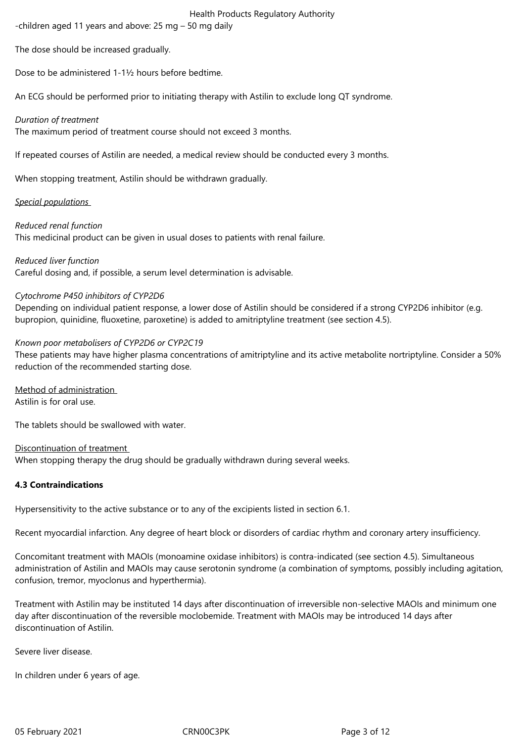-children aged 11 years and above: 25 mg – 50 mg daily

The dose should be increased gradually.

Dose to be administered 1-1½ hours before bedtime.

An ECG should be performed prior to initiating therapy with Astilin to exclude long QT syndrome.

*Duration of treatment*
The maximum period of treatment course should not exceed 3 months.

If repeated courses of Astilin are needed, a medical review should be conducted every 3 months.

When stopping treatment, Astilin should be withdrawn gradually.

*Special populations*

*Reduced renal function*
This medicinal product can be given in usual doses to patients with renal failure.

*Reduced liver function*
Careful dosing and, if possible, a serum level determination is advisable.

*Cytochrome P450 inhibitors of CYP2D6*
Depending on individual patient response, a lower dose of Astilin should be considered if a strong CYP2D6 inhibitor (e.g. bupropion, quinidine, fluoxetine, paroxetine) is added to amitriptyline treatment (see section 4.5).

*Known poor metabolisers of CYP2D6 or CYP2C19*
These patients may have higher plasma concentrations of amitriptyline and its active metabolite nortriptyline. Consider a 50% reduction of the recommended starting dose.

Method of administration
Astilin is for oral use.

The tablets should be swallowed with water.

Discontinuation of treatment
When stopping therapy the drug should be gradually withdrawn during several weeks.

**4.3 Contraindications**

Hypersensitivity to the active substance or to any of the excipients listed in section 6.1.

Recent myocardial infarction. Any degree of heart block or disorders of cardiac rhythm and coronary artery insufficiency.

Concomitant treatment with MAOIs (monoamine oxidase inhibitors) is contra-indicated (see section 4.5). Simultaneous administration of Astilin and MAOIs may cause serotonin syndrome (a combination of symptoms, possibly including agitation, confusion, tremor, myoclonus and hyperthermia).

Treatment with Astilin may be instituted 14 days after discontinuation of irreversible non-selective MAOIs and minimum one day after discontinuation of the reversible moclobemide. Treatment with MAOIs may be introduced 14 days after discontinuation of Astilin.

Severe liver disease.

In children under 6 years of age.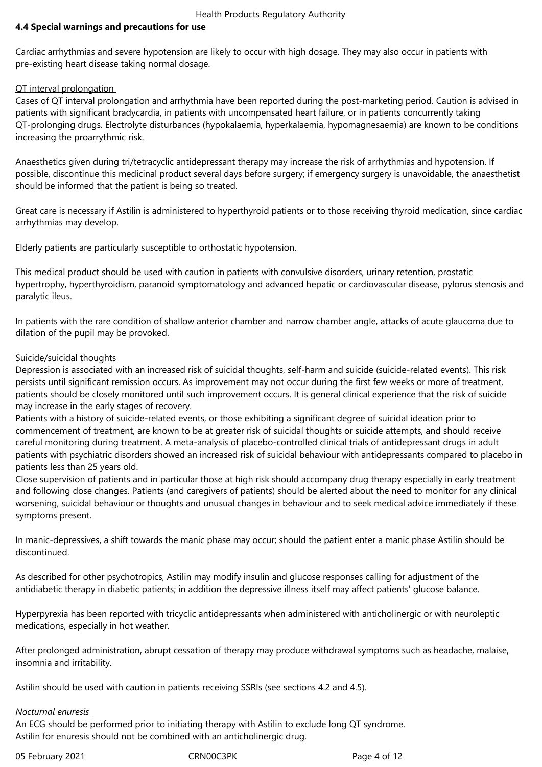## 4.4 Special warnings and precautions for use

Cardiac arrhythmias and severe hypotension are likely to occur with high dosage. They may also occur in patients with pre-existing heart disease taking normal dosage.

QT interval prolongation

Cases of QT interval prolongation and arrhythmia have been reported during the post-marketing period. Caution is advised in patients with significant bradycardia, in patients with uncompensated heart failure, or in patients concurrently taking QT-prolonging drugs. Electrolyte disturbances (hypokalaemia, hyperkalaemia, hypomagnesaemia) are known to be conditions increasing the proarrythmic risk.

Anaesthetics given during tri/tetracyclic antidepressant therapy may increase the risk of arrhythmias and hypotension. If possible, discontinue this medicinal product several days before surgery; if emergency surgery is unavoidable, the anaesthetist should be informed that the patient is being so treated.

Great care is necessary if Astilin is administered to hyperthyroid patients or to those receiving thyroid medication, since cardiac arrhythmias may develop.

Elderly patients are particularly susceptible to orthostatic hypotension.

This medical product should be used with caution in patients with convulsive disorders, urinary retention, prostatic hypertrophy, hyperthyroidism, paranoid symptomatology and advanced hepatic or cardiovascular disease, pylorus stenosis and paralytic ileus.

In patients with the rare condition of shallow anterior chamber and narrow chamber angle, attacks of acute glaucoma due to dilation of the pupil may be provoked.

Suicide/suicidal thoughts

Depression is associated with an increased risk of suicidal thoughts, self-harm and suicide (suicide-related events). This risk persists until significant remission occurs. As improvement may not occur during the first few weeks or more of treatment, patients should be closely monitored until such improvement occurs. It is general clinical experience that the risk of suicide may increase in the early stages of recovery.

Patients with a history of suicide-related events, or those exhibiting a significant degree of suicidal ideation prior to commencement of treatment, are known to be at greater risk of suicidal thoughts or suicide attempts, and should receive careful monitoring during treatment. A meta-analysis of placebo-controlled clinical trials of antidepressant drugs in adult patients with psychiatric disorders showed an increased risk of suicidal behaviour with antidepressants compared to placebo in patients less than 25 years old.

Close supervision of patients and in particular those at high risk should accompany drug therapy especially in early treatment and following dose changes. Patients (and caregivers of patients) should be alerted about the need to monitor for any clinical worsening, suicidal behaviour or thoughts and unusual changes in behaviour and to seek medical advice immediately if these symptoms present.

In manic-depressives, a shift towards the manic phase may occur; should the patient enter a manic phase Astilin should be discontinued.

As described for other psychotropics, Astilin may modify insulin and glucose responses calling for adjustment of the antidiabetic therapy in diabetic patients; in addition the depressive illness itself may affect patients' glucose balance.

Hyperpyrexia has been reported with tricyclic antidepressants when administered with anticholinergic or with neuroleptic medications, especially in hot weather.

After prolonged administration, abrupt cessation of therapy may produce withdrawal symptoms such as headache, malaise, insomnia and irritability.

Astilin should be used with caution in patients receiving SSRIs (see sections 4.2 and 4.5).

*Nocturnal enuresis*

An ECG should be performed prior to initiating therapy with Astilin to exclude long QT syndrome.
Astilin for enuresis should not be combined with an anticholinergic drug.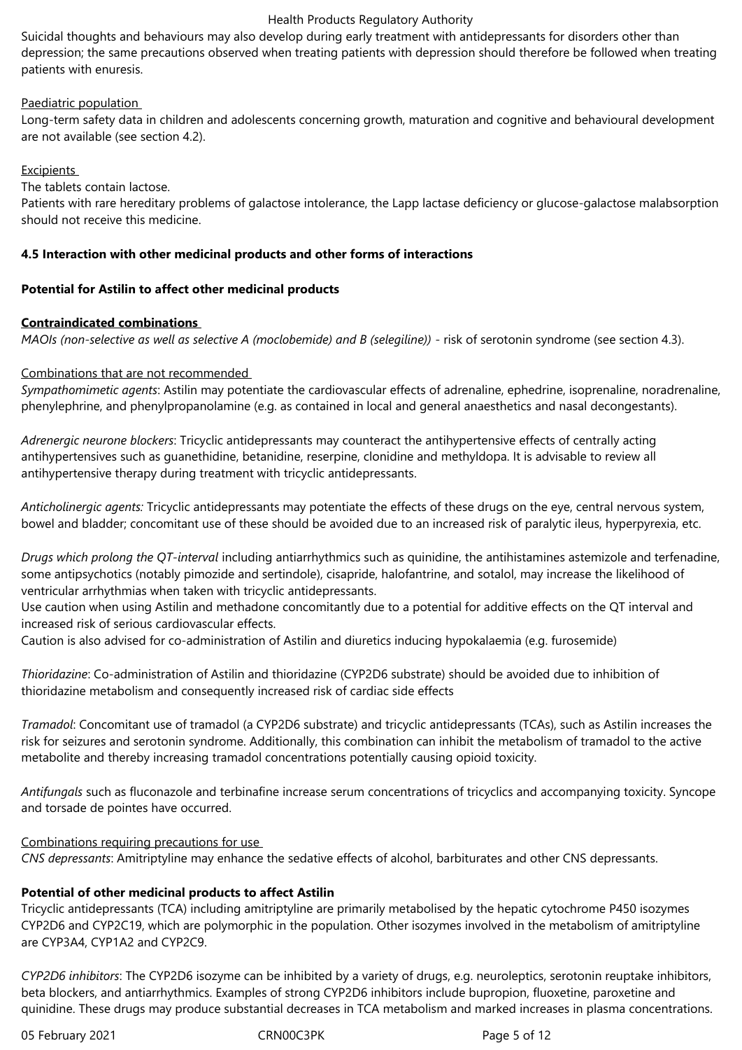Suicidal thoughts and behaviours may also develop during early treatment with antidepressants for disorders other than depression; the same precautions observed when treating patients with depression should therefore be followed when treating patients with enuresis.

Paediatric population

Long-term safety data in children and adolescents concerning growth, maturation and cognitive and behavioural development are not available (see section 4.2).

Excipients

The tablets contain lactose.
Patients with rare hereditary problems of galactose intolerance, the Lapp lactase deficiency or glucose-galactose malabsorption should not receive this medicine.

### 4.5 Interaction with other medicinal products and other forms of interactions

**Potential for Astilin to affect other medicinal products**

**Contraindicated combinations**

*MAOIs (non-selective as well as selective A (moclobemide) and B (selegiline))* - risk of serotonin syndrome (see section 4.3).

Combinations that are not recommended

*Sympathomimetic agents*: Astilin may potentiate the cardiovascular effects of adrenaline, ephedrine, isoprenaline, noradrenaline, phenylephrine, and phenylpropanolamine (e.g. as contained in local and general anaesthetics and nasal decongestants).

*Adrenergic neurone blockers*: Tricyclic antidepressants may counteract the antihypertensive effects of centrally acting antihypertensives such as guanethidine, betanidine, reserpine, clonidine and methyldopa. It is advisable to review all antihypertensive therapy during treatment with tricyclic antidepressants.

*Anticholinergic agents:* Tricyclic antidepressants may potentiate the effects of these drugs on the eye, central nervous system, bowel and bladder; concomitant use of these should be avoided due to an increased risk of paralytic ileus, hyperpyrexia, etc.

*Drugs which prolong the QT-interval* including antiarrhythmics such as quinidine, the antihistamines astemizole and terfenadine, some antipsychotics (notably pimozide and sertindole), cisapride, halofantrine, and sotalol, may increase the likelihood of ventricular arrhythmias when taken with tricyclic antidepressants.
Use caution when using Astilin and methadone concomitantly due to a potential for additive effects on the QT interval and increased risk of serious cardiovascular effects.
Caution is also advised for co-administration of Astilin and diuretics inducing hypokalaemia (e.g. furosemide)

*Thioridazine*: Co-administration of Astilin and thioridazine (CYP2D6 substrate) should be avoided due to inhibition of thioridazine metabolism and consequently increased risk of cardiac side effects

*Tramadol*: Concomitant use of tramadol (a CYP2D6 substrate) and tricyclic antidepressants (TCAs), such as Astilin increases the risk for seizures and serotonin syndrome. Additionally, this combination can inhibit the metabolism of tramadol to the active metabolite and thereby increasing tramadol concentrations potentially causing opioid toxicity.

*Antifungals* such as fluconazole and terbinafine increase serum concentrations of tricyclics and accompanying toxicity. Syncope and torsade de pointes have occurred.

Combinations requiring precautions for use

*CNS depressants*: Amitriptyline may enhance the sedative effects of alcohol, barbiturates and other CNS depressants.

**Potential of other medicinal products to affect Astilin**

Tricyclic antidepressants (TCA) including amitriptyline are primarily metabolised by the hepatic cytochrome P450 isozymes CYP2D6 and CYP2C19, which are polymorphic in the population. Other isozymes involved in the metabolism of amitriptyline are CYP3A4, CYP1A2 and CYP2C9.

*CYP2D6 inhibitors*: The CYP2D6 isozyme can be inhibited by a variety of drugs, e.g. neuroleptics, serotonin reuptake inhibitors, beta blockers, and antiarrhythmics. Examples of strong CYP2D6 inhibitors include bupropion, fluoxetine, paroxetine and quinidine. These drugs may produce substantial decreases in TCA metabolism and marked increases in plasma concentrations.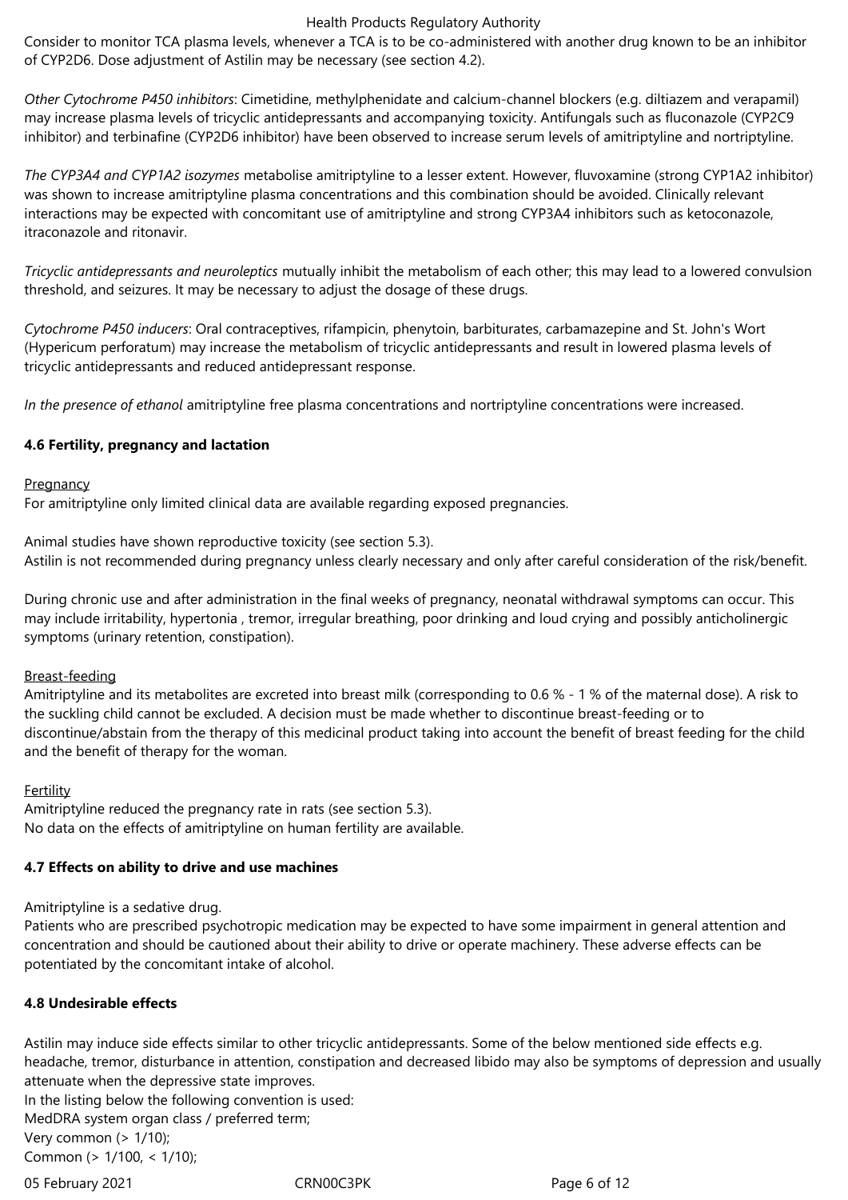Consider to monitor TCA plasma levels, whenever a TCA is to be co-administered with another drug known to be an inhibitor of CYP2D6. Dose adjustment of Astilin may be necessary (see section 4.2).

*Other Cytochrome P450 inhibitors*: Cimetidine, methylphenidate and calcium-channel blockers (e.g. diltiazem and verapamil) may increase plasma levels of tricyclic antidepressants and accompanying toxicity. Antifungals such as fluconazole (CYP2C9 inhibitor) and terbinafine (CYP2D6 inhibitor) have been observed to increase serum levels of amitriptyline and nortriptyline.

*The CYP3A4 and CYP1A2 isozymes* metabolise amitriptyline to a lesser extent. However, fluvoxamine (strong CYP1A2 inhibitor) was shown to increase amitriptyline plasma concentrations and this combination should be avoided. Clinically relevant interactions may be expected with concomitant use of amitriptyline and strong CYP3A4 inhibitors such as ketoconazole, itraconazole and ritonavir.

*Tricyclic antidepressants and neuroleptics* mutually inhibit the metabolism of each other; this may lead to a lowered convulsion threshold, and seizures. It may be necessary to adjust the dosage of these drugs.

*Cytochrome P450 inducers*: Oral contraceptives, rifampicin, phenytoin, barbiturates, carbamazepine and St. John's Wort (Hypericum perforatum) may increase the metabolism of tricyclic antidepressants and result in lowered plasma levels of tricyclic antidepressants and reduced antidepressant response.

*In the presence of ethanol* amitriptyline free plasma concentrations and nortriptyline concentrations were increased.

### 4.6 Fertility, pregnancy and lactation

Pregnancy

For amitriptyline only limited clinical data are available regarding exposed pregnancies.

Animal studies have shown reproductive toxicity (see section 5.3).
Astilin is not recommended during pregnancy unless clearly necessary and only after careful consideration of the risk/benefit.

During chronic use and after administration in the final weeks of pregnancy, neonatal withdrawal symptoms can occur. This may include irritability, hypertonia , tremor, irregular breathing, poor drinking and loud crying and possibly anticholinergic symptoms (urinary retention, constipation).

Breast-feeding

Amitriptyline and its metabolites are excreted into breast milk (corresponding to 0.6 % - 1 % of the maternal dose). A risk to the suckling child cannot be excluded. A decision must be made whether to discontinue breast-feeding or to discontinue/abstain from the therapy of this medicinal product taking into account the benefit of breast feeding for the child and the benefit of therapy for the woman.

Fertility

Amitriptyline reduced the pregnancy rate in rats (see section 5.3).
No data on the effects of amitriptyline on human fertility are available.

### 4.7 Effects on ability to drive and use machines

Amitriptyline is a sedative drug.
Patients who are prescribed psychotropic medication may be expected to have some impairment in general attention and concentration and should be cautioned about their ability to drive or operate machinery. These adverse effects can be potentiated by the concomitant intake of alcohol.

### 4.8 Undesirable effects

Astilin may induce side effects similar to other tricyclic antidepressants. Some of the below mentioned side effects e.g. headache, tremor, disturbance in attention, constipation and decreased libido may also be symptoms of depression and usually attenuate when the depressive state improves.
In the listing below the following convention is used:
MedDRA system organ class / preferred term;
Very common (> 1/10);
Common (> 1/100, < 1/10);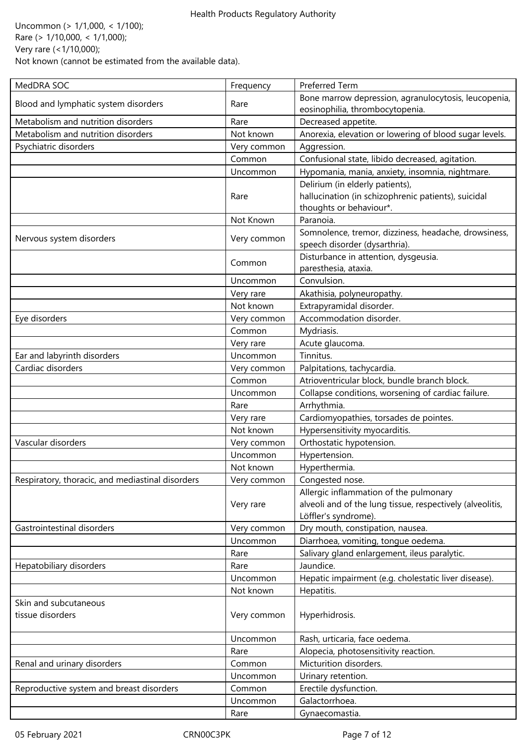Uncommon (> 1/1,000, < 1/100);
Rare (> 1/10,000, < 1/1,000);
Very rare (<1/10,000);
Not known (cannot be estimated from the available data).

| MedDRA SOC | Frequency | Preferred Term |
|---|---|---|
| Blood and lymphatic system disorders | Rare | Bone marrow depression, agranulocytosis, leucopenia, eosinophilia, thrombocytopenia. |
| Metabolism and nutrition disorders | Rare | Decreased appetite. |
| Metabolism and nutrition disorders | Not known | Anorexia, elevation or lowering of blood sugar levels. |
| Psychiatric disorders | Very common | Aggression. |
| | Common | Confusional state, libido decreased, agitation. |
| | Uncommon | Hypomania, mania, anxiety, insomnia, nightmare. |
| | Rare | Delirium (in elderly patients), hallucination (in schizophrenic patients), suicidal thoughts or behaviour*. |
| | Not Known | Paranoia. |
| Nervous system disorders | Very common | Somnolence, tremor, dizziness, headache, drowsiness, speech disorder (dysarthria). |
| | Common | Disturbance in attention, dysgeusia. paresthesia, ataxia. |
| | Uncommon | Convulsion. |
| | Very rare | Akathisia, polyneuropathy. |
| | Not known | Extrapyramidal disorder. |
| Eye disorders | Very common | Accommodation disorder. |
| | Common | Mydriasis. |
| | Very rare | Acute glaucoma. |
| Ear and labyrinth disorders | Uncommon | Tinnitus. |
| Cardiac disorders | Very common | Palpitations, tachycardia. |
| | Common | Atrioventricular block, bundle branch block. |
| | Uncommon | Collapse conditions, worsening of cardiac failure. |
| | Rare | Arrhythmia. |
| | Very rare | Cardiomyopathies, torsades de pointes. |
| | Not known | Hypersensitivity myocarditis. |
| Vascular disorders | Very common | Orthostatic hypotension. |
| | Uncommon | Hypertension. |
| | Not known | Hyperthermia. |
| Respiratory, thoracic, and mediastinal disorders | Very common | Congested nose. |
| | Very rare | Allergic inflammation of the pulmonary alveoli and of the lung tissue, respectively (alveolitis, Löffler's syndrome). |
| Gastrointestinal disorders | Very common | Dry mouth, constipation, nausea. |
| | Uncommon | Diarrhoea, vomiting, tongue oedema. |
| | Rare | Salivary gland enlargement, ileus paralytic. |
| Hepatobiliary disorders | Rare | Jaundice. |
| | Uncommon | Hepatic impairment (e.g. cholestatic liver disease). |
| | Not known | Hepatitis. |
| Skin and subcutaneous tissue disorders | Very common | Hyperhidrosis. |
| | Uncommon | Rash, urticaria, face oedema. |
| | Rare | Alopecia, photosensitivity reaction. |
| Renal and urinary disorders | Common | Micturition disorders. |
| | Uncommon | Urinary retention. |
| Reproductive system and breast disorders | Common | Erectile dysfunction. |
| | Uncommon | Galactorrhoea. |
| | Rare | Gynaecomastia. |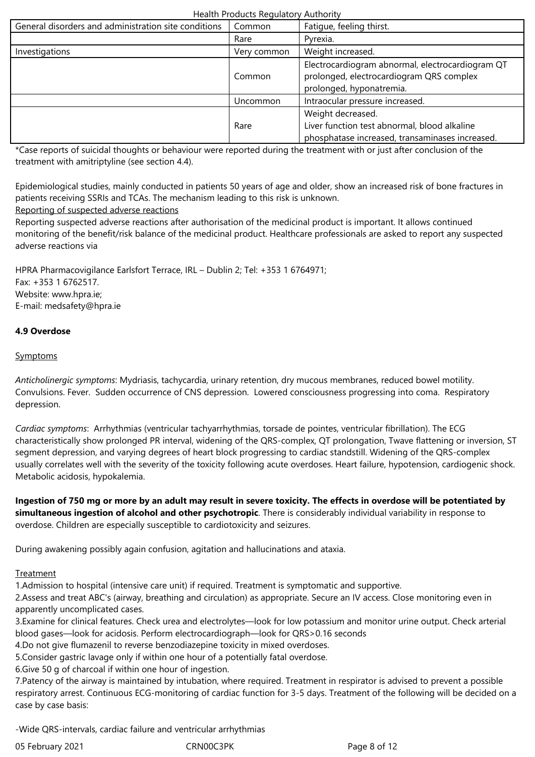| General disorders and administration site conditions | Common | Fatigue, feeling thirst. |
| --- | --- | --- |
| | Rare | Pyrexia. |
| Investigations | Very common | Weight increased. |
| | Common | Electrocardiogram abnormal, electrocardiogram QT prolonged, electrocardiogram QRS complex prolonged, hyponatremia. |
| | Uncommon | Intraocular pressure increased. |
| | Rare | Weight decreased.<br>Liver function test abnormal, blood alkaline phosphatase increased, transaminases increased. |

*Case reports of suicidal thoughts or behaviour were reported during the treatment with or just after conclusion of the treatment with amitriptyline (see section 4.4).

Epidemiological studies, mainly conducted in patients 50 years of age and older, show an increased risk of bone fractures in patients receiving SSRIs and TCAs. The mechanism leading to this risk is unknown.

Reporting of suspected adverse reactions

Reporting suspected adverse reactions after authorisation of the medicinal product is important. It allows continued monitoring of the benefit/risk balance of the medicinal product. Healthcare professionals are asked to report any suspected adverse reactions via

HPRA Pharmacovigilance Earlsfort Terrace, IRL – Dublin 2; Tel: +353 1 6764971;
Fax: +353 1 6762517.
Website: www.hpra.ie;
E-mail: medsafety@hpra.ie

**4.9 Overdose**

Symptoms

*Anticholinergic symptoms*: Mydriasis, tachycardia, urinary retention, dry mucous membranes, reduced bowel motility. Convulsions. Fever. Sudden occurrence of CNS depression. Lowered consciousness progressing into coma. Respiratory depression.

*Cardiac symptoms*: Arrhythmias (ventricular tachyarrhythmias, torsade de pointes, ventricular fibrillation). The ECG characteristically show prolonged PR interval, widening of the QRS-complex, QT prolongation, Twave flattening or inversion, ST segment depression, and varying degrees of heart block progressing to cardiac standstill. Widening of the QRS-complex usually correlates well with the severity of the toxicity following acute overdoses. Heart failure, hypotension, cardiogenic shock. Metabolic acidosis, hypokalemia.

**Ingestion of 750 mg or more by an adult may result in severe toxicity. The effects in overdose will be potentiated by simultaneous ingestion of alcohol and other psychotropic**. There is considerably individual variability in response to overdose. Children are especially susceptible to cardiotoxicity and seizures.

During awakening possibly again confusion, agitation and hallucinations and ataxia.

Treatment

1. Admission to hospital (intensive care unit) if required. Treatment is symptomatic and supportive.
2. Assess and treat ABC's (airway, breathing and circulation) as appropriate. Secure an IV access. Close monitoring even in apparently uncomplicated cases.
3. Examine for clinical features. Check urea and electrolytes—look for low potassium and monitor urine output. Check arterial blood gases—look for acidosis. Perform electrocardiograph—look for QRS>0.16 seconds
4. Do not give flumazenil to reverse benzodiazepine toxicity in mixed overdoses.
5. Consider gastric lavage only if within one hour of a potentially fatal overdose.
6. Give 50 g of charcoal if within one hour of ingestion.
7. Patency of the airway is maintained by intubation, where required. Treatment in respirator is advised to prevent a possible respiratory arrest. Continuous ECG-monitoring of cardiac function for 3-5 days. Treatment of the following will be decided on a case by case basis:

-Wide QRS-intervals, cardiac failure and ventricular arrhythmias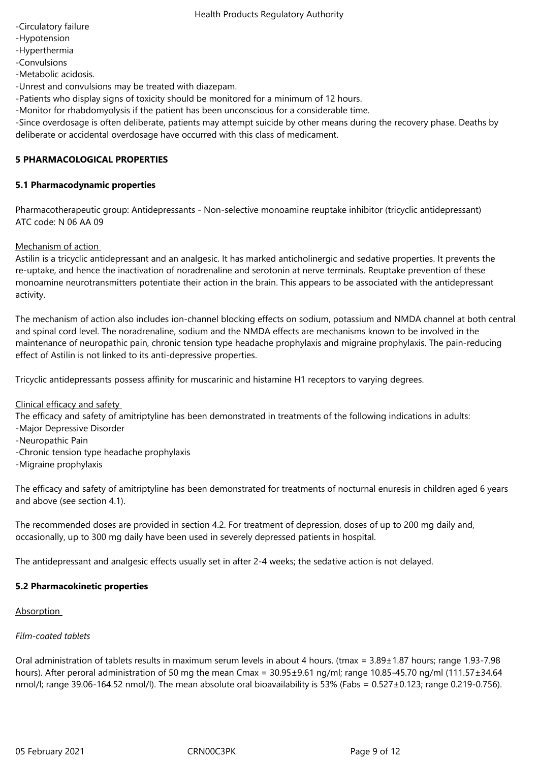-Circulatory failure
-Hypotension
-Hyperthermia
-Convulsions
-Metabolic acidosis.
-Unrest and convulsions may be treated with diazepam.
-Patients who display signs of toxicity should be monitored for a minimum of 12 hours.
-Monitor for rhabdomyolysis if the patient has been unconscious for a considerable time.
-Since overdosage is often deliberate, patients may attempt suicide by other means during the recovery phase. Deaths by deliberate or accidental overdosage have occurred with this class of medicament.

## 5 PHARMACOLOGICAL PROPERTIES

### 5.1 Pharmacodynamic properties

Pharmacotherapeutic group: Antidepressants - Non-selective monoamine reuptake inhibitor (tricyclic antidepressant)
ATC code: N 06 AA 09

Mechanism of action

Astilin is a tricyclic antidepressant and an analgesic. It has marked anticholinergic and sedative properties. It prevents the re-uptake, and hence the inactivation of noradrenaline and serotonin at nerve terminals. Reuptake prevention of these monoamine neurotransmitters potentiate their action in the brain. This appears to be associated with the antidepressant activity.

The mechanism of action also includes ion-channel blocking effects on sodium, potassium and NMDA channel at both central and spinal cord level. The noradrenaline, sodium and the NMDA effects are mechanisms known to be involved in the maintenance of neuropathic pain, chronic tension type headache prophylaxis and migraine prophylaxis. The pain-reducing effect of Astilin is not linked to its anti-depressive properties.

Tricyclic antidepressants possess affinity for muscarinic and histamine H1 receptors to varying degrees.

Clinical efficacy and safety

The efficacy and safety of amitriptyline has been demonstrated in treatments of the following indications in adults:
-Major Depressive Disorder
-Neuropathic Pain
-Chronic tension type headache prophylaxis
-Migraine prophylaxis

The efficacy and safety of amitriptyline has been demonstrated for treatments of nocturnal enuresis in children aged 6 years and above (see section 4.1).

The recommended doses are provided in section 4.2. For treatment of depression, doses of up to 200 mg daily and, occasionally, up to 300 mg daily have been used in severely depressed patients in hospital.

The antidepressant and analgesic effects usually set in after 2-4 weeks; the sedative action is not delayed.

### 5.2 Pharmacokinetic properties

Absorption

*Film-coated tablets*

Oral administration of tablets results in maximum serum levels in about 4 hours. ($t_{max}$ = 3.89±1.87 hours; range 1.93-7.98 hours). After peroral administration of 50 mg the mean $C_{max}$ = 30.95±9.61 ng/ml; range 10.85-45.70 ng/ml (111.57±34.64 nmol/l; range 39.06-164.52 nmol/l). The mean absolute oral bioavailability is 53% ($F_{abs}$ = 0.527±0.123; range 0.219-0.756).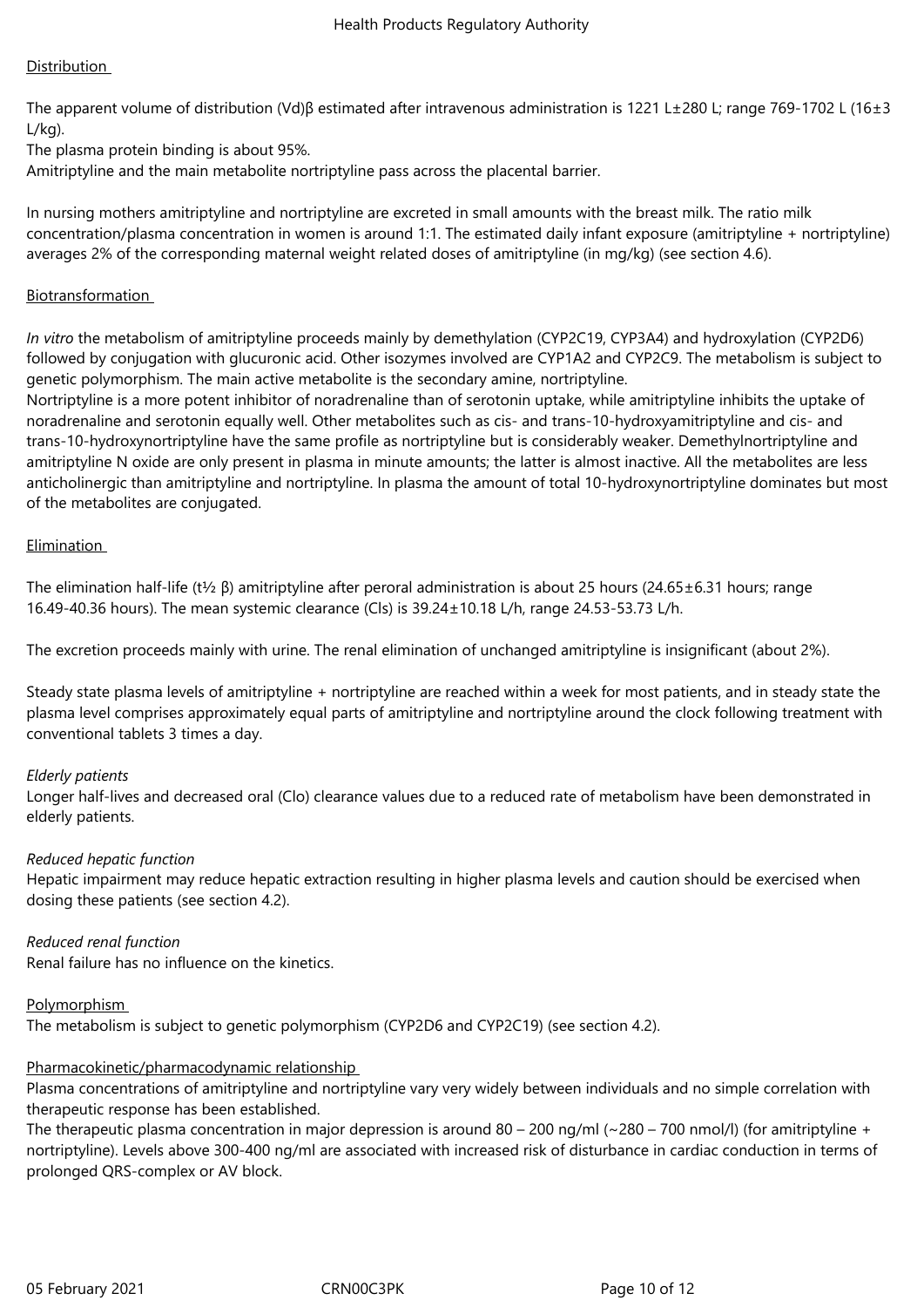Distribution

The apparent volume of distribution (Vd)β estimated after intravenous administration is 1221 L±280 L; range 769-1702 L (16±3 L/kg).

The plasma protein binding is about 95%.

Amitriptyline and the main metabolite nortriptyline pass across the placental barrier.

In nursing mothers amitriptyline and nortriptyline are excreted in small amounts with the breast milk. The ratio milk concentration/plasma concentration in women is around 1:1. The estimated daily infant exposure (amitriptyline + nortriptyline) averages 2% of the corresponding maternal weight related doses of amitriptyline (in mg/kg) (see section 4.6).

Biotransformation

*In vitro* the metabolism of amitriptyline proceeds mainly by demethylation (CYP2C19, CYP3A4) and hydroxylation (CYP2D6) followed by conjugation with glucuronic acid. Other isozymes involved are CYP1A2 and CYP2C9. The metabolism is subject to genetic polymorphism. The main active metabolite is the secondary amine, nortriptyline.

Nortriptyline is a more potent inhibitor of noradrenaline than of serotonin uptake, while amitriptyline inhibits the uptake of noradrenaline and serotonin equally well. Other metabolites such as cis- and trans-10-hydroxyamitriptyline and cis- and trans-10-hydroxynortriptyline have the same profile as nortriptyline but is considerably weaker. Demethylnortriptyline and amitriptyline N oxide are only present in plasma in minute amounts; the latter is almost inactive. All the metabolites are less anticholinergic than amitriptyline and nortriptyline. In plasma the amount of total 10-hydroxynortriptyline dominates but most of the metabolites are conjugated.

Elimination

The elimination half-life ($t_{½}$ β) amitriptyline after peroral administration is about 25 hours (24.65±6.31 hours; range 16.49-40.36 hours). The mean systemic clearance (Cls) is 39.24±10.18 L/h, range 24.53-53.73 L/h.

The excretion proceeds mainly with urine. The renal elimination of unchanged amitriptyline is insignificant (about 2%).

Steady state plasma levels of amitriptyline + nortriptyline are reached within a week for most patients, and in steady state the plasma level comprises approximately equal parts of amitriptyline and nortriptyline around the clock following treatment with conventional tablets 3 times a day.

*Elderly patients*

Longer half-lives and decreased oral (Clo) clearance values due to a reduced rate of metabolism have been demonstrated in elderly patients.

*Reduced hepatic function*

Hepatic impairment may reduce hepatic extraction resulting in higher plasma levels and caution should be exercised when dosing these patients (see section 4.2).

*Reduced renal function*

Renal failure has no influence on the kinetics.

Polymorphism

The metabolism is subject to genetic polymorphism (CYP2D6 and CYP2C19) (see section 4.2).

Pharmacokinetic/pharmacodynamic relationship

Plasma concentrations of amitriptyline and nortriptyline vary very widely between individuals and no simple correlation with therapeutic response has been established.

The therapeutic plasma concentration in major depression is around 80 – 200 ng/ml (~280 – 700 nmol/l) (for amitriptyline + nortriptyline). Levels above 300-400 ng/ml are associated with increased risk of disturbance in cardiac conduction in terms of prolonged QRS-complex or AV block.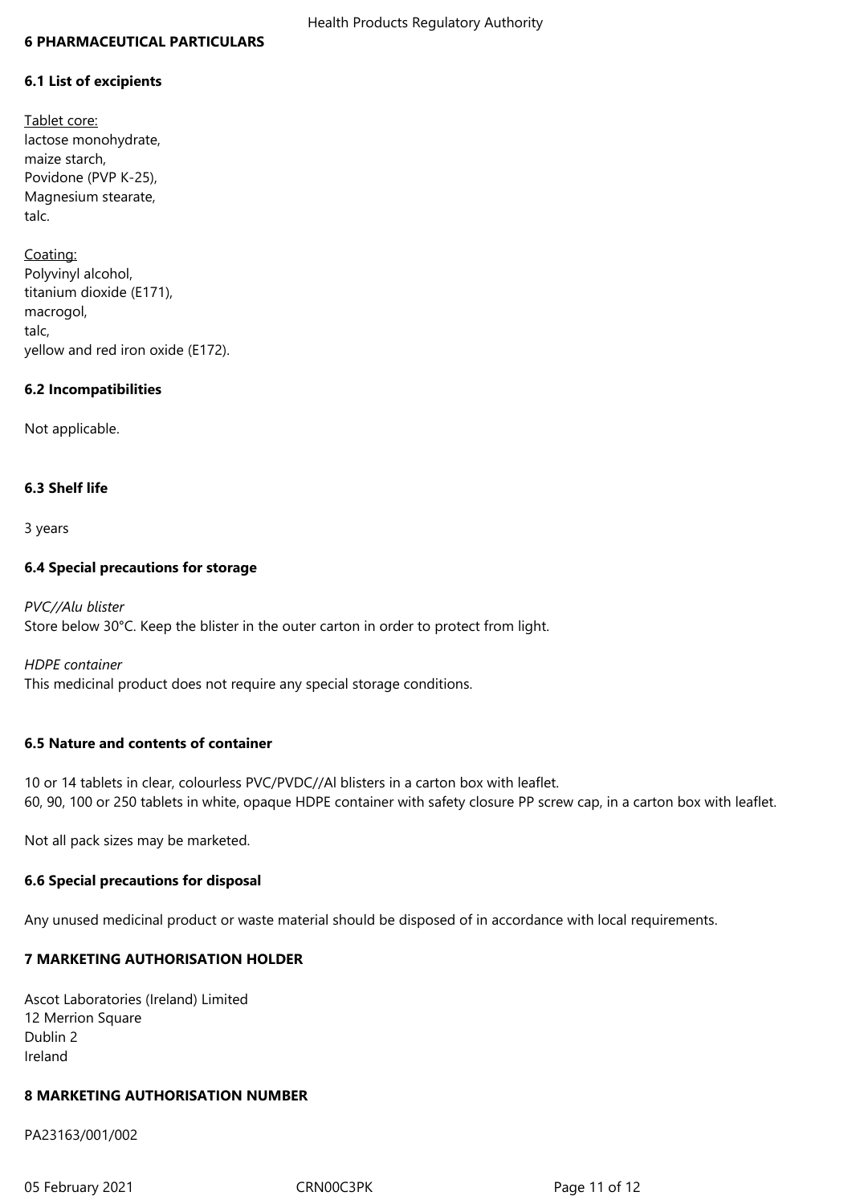## 6 PHARMACEUTICAL PARTICULARS

### 6.1 List of excipients

Tablet core:
lactose monohydrate,
maize starch,
Povidone (PVP K-25),
Magnesium stearate,
talc.

Coating:
Polyvinyl alcohol,
titanium dioxide (E171),
macrogol,
talc,
yellow and red iron oxide (E172).

### 6.2 Incompatibilities

Not applicable.

### 6.3 Shelf life

3 years

### 6.4 Special precautions for storage

*PVC//Alu blister*
Store below 30°C. Keep the blister in the outer carton in order to protect from light.

*HDPE container*
This medicinal product does not require any special storage conditions.

### 6.5 Nature and contents of container

10 or 14 tablets in clear, colourless PVC/PVDC//Al blisters in a carton box with leaflet.
60, 90, 100 or 250 tablets in white, opaque HDPE container with safety closure PP screw cap, in a carton box with leaflet.

Not all pack sizes may be marketed.

### 6.6 Special precautions for disposal

Any unused medicinal product or waste material should be disposed of in accordance with local requirements.

## 7 MARKETING AUTHORISATION HOLDER

Ascot Laboratories (Ireland) Limited
12 Merrion Square
Dublin 2
Ireland

## 8 MARKETING AUTHORISATION NUMBER

PA23163/001/002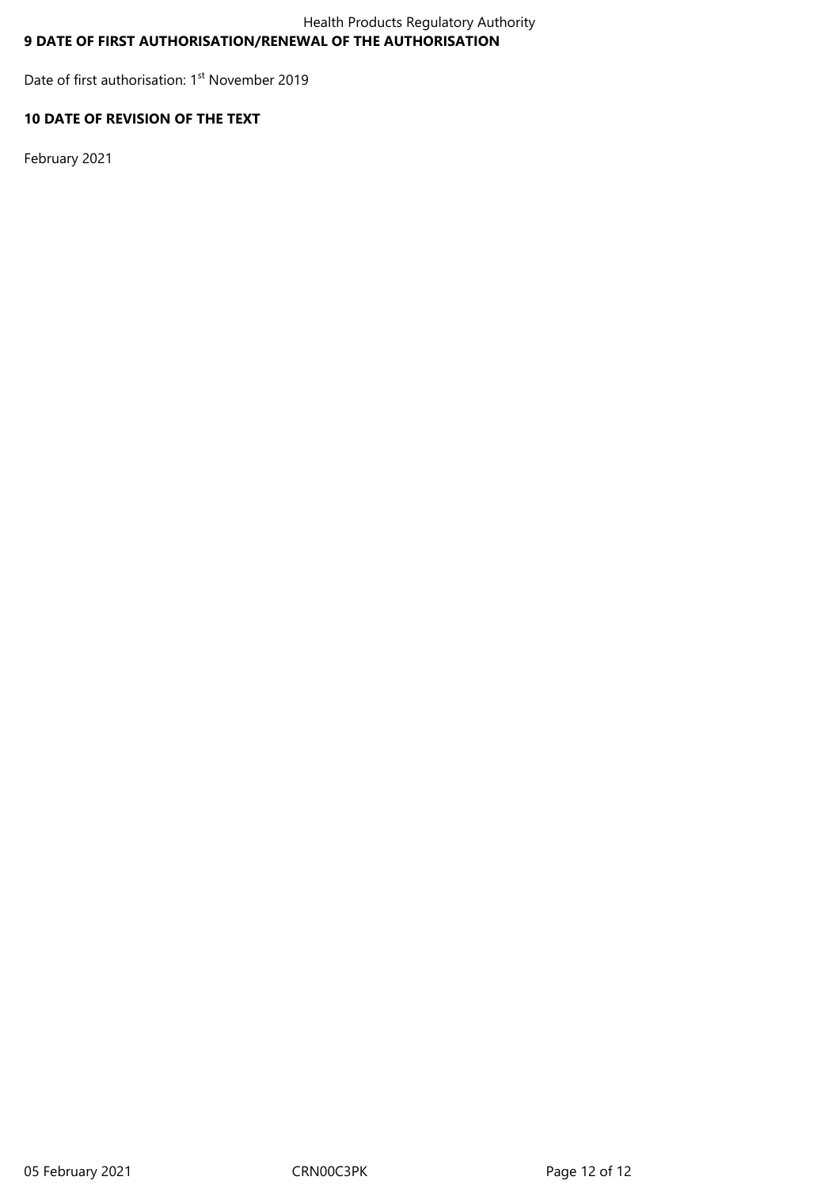## 9 DATE OF FIRST AUTHORISATION/RENEWAL OF THE AUTHORISATION

Date of first authorisation: 1st November 2019

## 10 DATE OF REVISION OF THE TEXT

February 2021